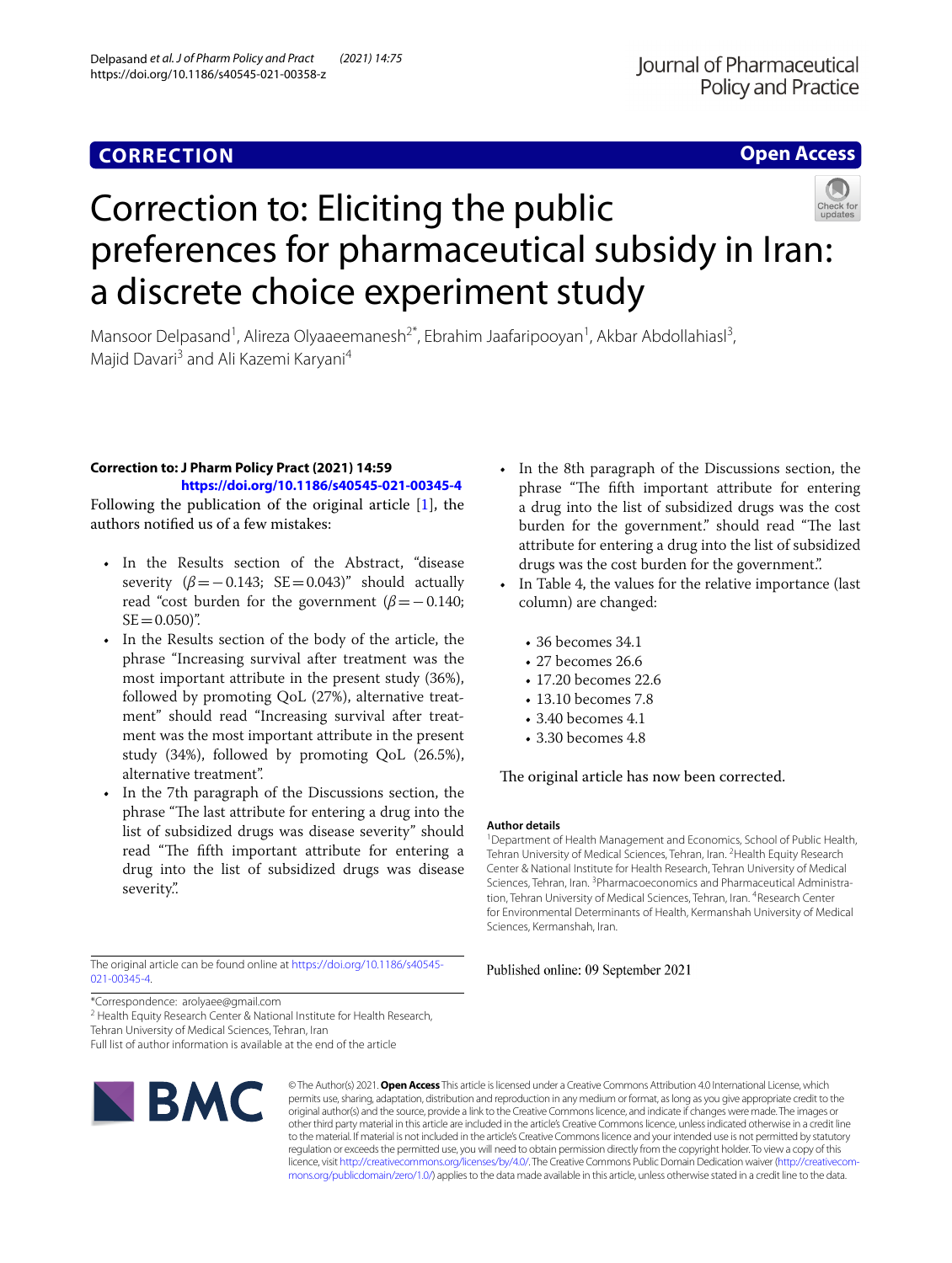CORRECTION

Open Access

# Correction to: Eliciting the public preferences for pharmaceutical subsidy in Iran: a discrete choice experiment study

Mansoor Delpasand[1], Alireza Olyaaeemanesh[2*], Ebrahim Jaafaripooyan[1], Akbar Abdollahiasl[3], Majid Davari[3] and Ali Kazemi Karyani[4]

**Correction to: J Pharm Policy Pract (2021) 14:59**
**https://doi.org/10.1186/s40545-021-00345-4**

Following the publication of the original article [1], the authors notified us of a few mistakes:

- In the Results section of the Abstract, "disease severity ($\beta = -0.143$; $SE = 0.043$)" should actually read "cost burden for the government ($\beta = -0.140$; $SE = 0.050$)".
- In the Results section of the body of the article, the phrase "Increasing survival after treatment was the most important attribute in the present study (36%), followed by promoting QoL (27%), alternative treatment" should read "Increasing survival after treatment was the most important attribute in the present study (34%), followed by promoting QoL (26.5%), alternative treatment".
- In the 7th paragraph of the Discussions section, the phrase "The last attribute for entering a drug into the list of subsidized drugs was disease severity" should read "The fifth important attribute for entering a drug into the list of subsidized drugs was disease severity.".
- In the 8th paragraph of the Discussions section, the phrase "The fifth important attribute for entering a drug into the list of subsidized drugs was the cost burden for the government." should read "The last attribute for entering a drug into the list of subsidized drugs was the cost burden for the government.".
- In Table 4, the values for the relative importance (last column) are changed:
  - 36 becomes 34.1
  - 27 becomes 26.6
  - 17.20 becomes 22.6
  - 13.10 becomes 7.8
  - 3.40 becomes 4.1
  - 3.30 becomes 4.8

The original article has now been corrected.

The original article can be found online at https://doi.org/10.1186/s40545-021-00345-4.

*Correspondence: arolyaee@gmail.com
[2] Health Equity Research Center & National Institute for Health Research, Tehran University of Medical Sciences, Tehran, Iran
Full list of author information is available at the end of the article

**Author details**
[1]Department of Health Management and Economics, School of Public Health, Tehran University of Medical Sciences, Tehran, Iran. [2]Health Equity Research Center & National Institute for Health Research, Tehran University of Medical Sciences, Tehran, Iran. [3]Pharmacoeconomics and Pharmaceutical Administration, Tehran University of Medical Sciences, Tehran, Iran. [4]Research Center for Environmental Determinants of Health, Kermanshah University of Medical Sciences, Kermanshah, Iran.

Published online: 09 September 2021

© The Author(s) 2021. **Open Access** This article is licensed under a Creative Commons Attribution 4.0 International License, which permits use, sharing, adaptation, distribution and reproduction in any medium or format, as long as you give appropriate credit to the original author(s) and the source, provide a link to the Creative Commons licence, and indicate if changes were made. The images or other third party material in this article are included in the article's Creative Commons licence, unless indicated otherwise in a credit line to the material. If material is not included in the article's Creative Commons licence and your intended use is not permitted by statutory regulation or exceeds the permitted use, you will need to obtain permission directly from the copyright holder. To view a copy of this licence, visit http://creativecommons.org/licenses/by/4.0/. The Creative Commons Public Domain Dedication waiver (http://creativecommons.org/publicdomain/zero/1.0/) applies to the data made available in this article, unless otherwise stated in a credit line to the data.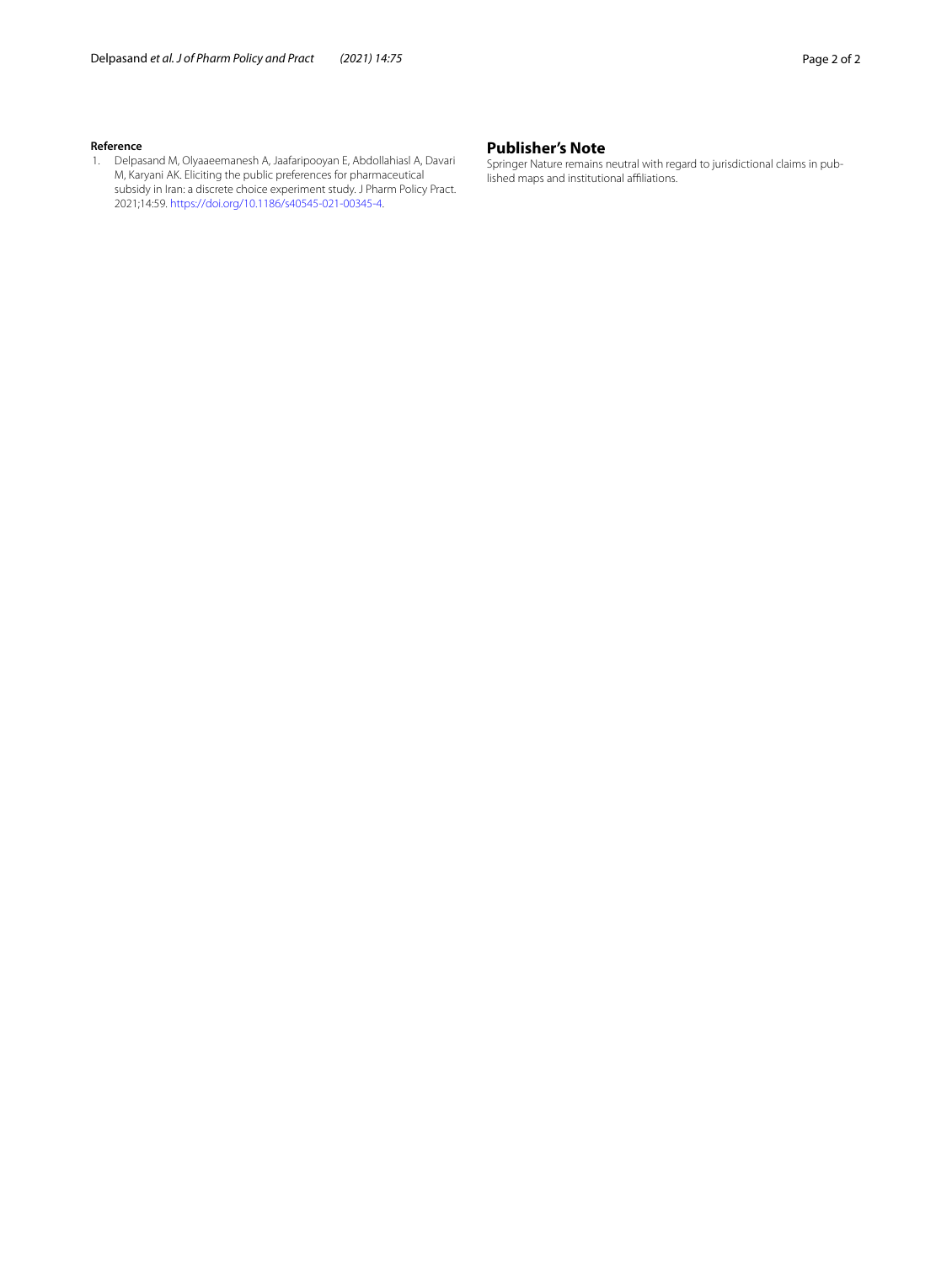### Reference

1. Delpasand M, Olyaaeemanesh A, Jaafaripooyan E, Abdollahiasl A, Davari M, Karyani AK. Eliciting the public preferences for pharmaceutical subsidy in Iran: a discrete choice experiment study. J Pharm Policy Pract. 2021;14:59. https://doi.org/10.1186/s40545-021-00345-4.

## Publisher's Note

Springer Nature remains neutral with regard to jurisdictional claims in published maps and institutional affiliations.